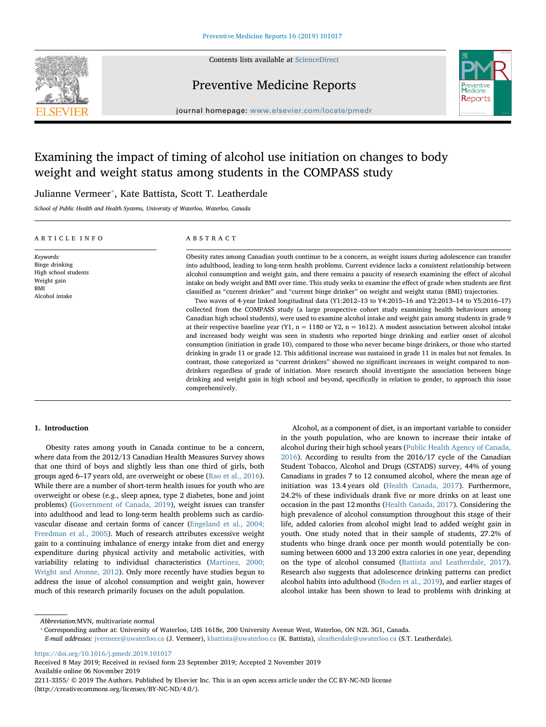# Examining the impact of timing of alcohol use initiation on changes to body weight and weight status among students in the COMPASS study

Julianne Vermeer*, Kate Battista, Scott T. Leatherdale

*School of Public Health and Health Systems, University of Waterloo, Waterloo, Canada*

## ARTICLE INFO

*Keywords:*
Binge drinking
High school students
Weight gain
BMI
Alcohol intake

## ABSTRACT

Obesity rates among Canadian youth continue to be a concern, as weight issues during adolescence can transfer into adulthood, leading to long-term health problems. Current evidence lacks a consistent relationship between alcohol consumption and weight gain, and there remains a paucity of research examining the effect of alcohol intake on body weight and BMI over time. This study seeks to examine the effect of grade when students are first classified as "current drinker" and "current binge drinker" on weight and weight status (BMI) trajectories.

Two waves of 4-year linked longitudinal data (Y1:2012–13 to Y4:2015–16 and Y2:2013–14 to Y5:2016–17) collected from the COMPASS study (a large prospective cohort study examining health behaviours among Canadian high school students), were used to examine alcohol intake and weight gain among students in grade 9 at their respective baseline year (Y1, n = 1180 or Y2, n = 1612). A modest association between alcohol intake and increased body weight was seen in students who reported binge drinking and earlier onset of alcohol consumption (initiation in grade 10), compared to those who never became binge drinkers, or those who started drinking in grade 11 or grade 12. This additional increase was sustained in grade 11 in males but not females. In contrast, those categorized as "current drinkers" showed no significant increases in weight compared to non-drinkers regardless of grade of initiation. More research should investigate the association between binge drinking and weight gain in high school and beyond, specifically in relation to gender, to approach this issue comprehensively.

## 1. Introduction

Obesity rates among youth in Canada continue to be a concern, where data from the 2012/13 Canadian Health Measures Survey shows that one third of boys and slightly less than one third of girls, both groups aged 6–17 years old, are overweight or obese (Rao et al., 2016). While there are a number of short-term health issues for youth who are overweight or obese (e.g., sleep apnea, type 2 diabetes, bone and joint problems) (Government of Canada, 2019), weight issues can transfer into adulthood and lead to long-term health problems such as cardiovascular disease and certain forms of cancer (Engeland et al., 2004; Freedman et al., 2005). Much of research attributes excessive weight gain to a continuing imbalance of energy intake from diet and energy expenditure during physical activity and metabolic activities, with variability relating to individual characteristics (Martinez, 2000; Wright and Aronne, 2012). Only more recently have studies begun to address the issue of alcohol consumption and weight gain, however much of this research primarily focuses on the adult population.

Alcohol, as a component of diet, is an important variable to consider in the youth population, who are known to increase their intake of alcohol during their high school years (Public Health Agency of Canada, 2016). According to results from the 2016/17 cycle of the Canadian Student Tobacco, Alcohol and Drugs (CSTADS) survey, 44% of young Canadians in grades 7 to 12 consumed alcohol, where the mean age of initiation was 13.4 years old (Health Canada, 2017). Furthermore, 24.2% of these individuals drank five or more drinks on at least one occasion in the past 12 months (Health Canada, 2017). Considering the high prevalence of alcohol consumption throughout this stage of their life, added calories from alcohol might lead to added weight gain in youth. One study noted that in their sample of students, 27.2% of students who binge drank once per month would potentially be consuming between 6000 and 13 200 extra calories in one year, depending on the type of alcohol consumed (Battista and Leatherdale, 2017). Research also suggests that adolescence drinking patterns can predict alcohol habits into adulthood (Boden et al., 2019), and earlier stages of alcohol intake has been shown to lead to problems with drinking at

---

*Abbreviation:* MVN, multivariate normal

* Corresponding author at: University of Waterloo, LHS 1618e, 200 University Avenue West, Waterloo, ON N2L 3G1, Canada.
*E-mail addresses:* jvermeer@uwaterloo.ca (J. Vermeer), kbattista@uwaterloo.ca (K. Battista), sleatherdale@uwaterloo.ca (S.T. Leatherdale).

https://doi.org/10.1016/j.pmedr.2019.101017
Received 8 May 2019; Received in revised form 23 September 2019; Accepted 2 November 2019
Available online 06 November 2019
2211-3355/ © 2019 The Authors. Published by Elsevier Inc. This is an open access article under the CC BY-NC-ND license (http://creativecommons.org/licenses/BY-NC-ND/4.0/).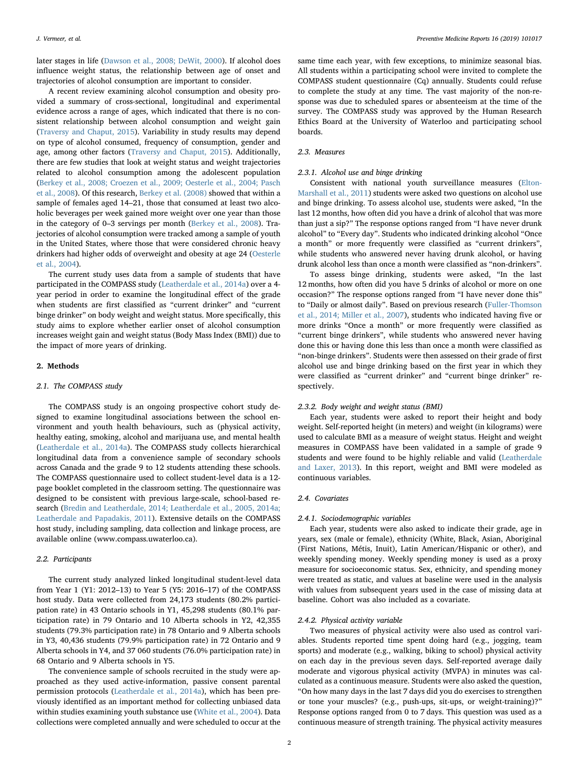later stages in life (Dawson et al., 2008; DeWit, 2000). If alcohol does influence weight status, the relationship between age of onset and trajectories of alcohol consumption are important to consider.

A recent review examining alcohol consumption and obesity provided a summary of cross-sectional, longitudinal and experimental evidence across a range of ages, which indicated that there is no consistent relationship between alcohol consumption and weight gain (Traversy and Chaput, 2015). Variability in study results may depend on type of alcohol consumed, frequency of consumption, gender and age, among other factors (Traversy and Chaput, 2015). Additionally, there are few studies that look at weight status and weight trajectories related to alcohol consumption among the adolescent population (Berkey et al., 2008; Croezen et al., 2009; Oesterle et al., 2004; Pasch et al., 2008). Of this research, Berkey et al. (2008) showed that within a sample of females aged 14–21, those that consumed at least two alcoholic beverages per week gained more weight over one year than those in the category of 0–3 servings per month (Berkey et al., 2008). Trajectories of alcohol consumption were tracked among a sample of youth in the United States, where those that were considered chronic heavy drinkers had higher odds of overweight and obesity at age 24 (Oesterle et al., 2004).

The current study uses data from a sample of students that have participated in the COMPASS study (Leatherdale et al., 2014a) over a 4-year period in order to examine the longitudinal effect of the grade when students are first classified as "current drinker" and "current binge drinker" on body weight and weight status. More specifically, this study aims to explore whether earlier onset of alcohol consumption increases weight gain and weight status (Body Mass Index (BMI)) due to the impact of more years of drinking.

## 2. Methods

### 2.1. The COMPASS study

The COMPASS study is an ongoing prospective cohort study designed to examine longitudinal associations between the school environment and youth health behaviours, such as (physical activity, healthy eating, smoking, alcohol and marijuana use, and mental health (Leatherdale et al., 2014a). The COMPASS study collects hierarchical longitudinal data from a convenience sample of secondary schools across Canada and the grade 9 to 12 students attending these schools. The COMPASS questionnaire used to collect student-level data is a 12-page booklet completed in the classroom setting. The questionnaire was designed to be consistent with previous large-scale, school-based research (Bredin and Leatherdale, 2014; Leatherdale et al., 2005, 2014a; Leatherdale and Papadakis, 2011). Extensive details on the COMPASS host study, including sampling, data collection and linkage process, are available online (www.compass.uwaterloo.ca).

### 2.2. Participants

The current study analyzed linked longitudinal student-level data from Year 1 (Y1: 2012–13) to Year 5 (Y5: 2016–17) of the COMPASS host study. Data were collected from 24,173 students (80.2% participation rate) in 43 Ontario schools in Y1, 45,298 students (80.1% participation rate) in 79 Ontario and 10 Alberta schools in Y2, 42,355 students (79.3% participation rate) in 78 Ontario and 9 Alberta schools in Y3, 40,436 students (79.9% participation rate) in 72 Ontario and 9 Alberta schools in Y4, and 37 060 students (76.0% participation rate) in 68 Ontario and 9 Alberta schools in Y5.

The convenience sample of schools recruited in the study were approached as they used active-information, passive consent parental permission protocols (Leatherdale et al., 2014a), which has been previously identified as an important method for collecting unbiased data within studies examining youth substance use (White et al., 2004). Data collections were completed annually and were scheduled to occur at the same time each year, with few exceptions, to minimize seasonal bias. All students within a participating school were invited to complete the COMPASS student questionnaire (Cq) annually. Students could refuse to complete the study at any time. The vast majority of the non-response was due to scheduled spares or absenteeism at the time of the survey. The COMPASS study was approved by the Human Research Ethics Board at the University of Waterloo and participating school boards.

### 2.3. Measures

#### 2.3.1. Alcohol use and binge drinking

Consistent with national youth surveillance measures (Elton-Marshall et al., 2011) students were asked two questions on alcohol use and binge drinking. To assess alcohol use, students were asked, "In the last 12 months, how often did you have a drink of alcohol that was more than just a sip?" The response options ranged from "I have never drunk alcohol" to "Every day". Students who indicated drinking alcohol "Once a month" or more frequently were classified as "current drinkers", while students who answered never having drunk alcohol, or having drunk alcohol less than once a month were classified as "non-drinkers".

To assess binge drinking, students were asked, "In the last 12 months, how often did you have 5 drinks of alcohol or more on one occasion?" The response options ranged from "I have never done this" to "Daily or almost daily". Based on previous research (Fuller-Thomson et al., 2014; Miller et al., 2007), students who indicated having five or more drinks "Once a month" or more frequently were classified as "current binge drinkers", while students who answered never having done this or having done this less than once a month were classified as "non-binge drinkers". Students were then assessed on their grade of first alcohol use and binge drinking based on the first year in which they were classified as "current drinker" and "current binge drinker" respectively.

#### 2.3.2. Body weight and weight status (BMI)

Each year, students were asked to report their height and body weight. Self-reported height (in meters) and weight (in kilograms) were used to calculate BMI as a measure of weight status. Height and weight measures in COMPASS have been validated in a sample of grade 9 students and were found to be highly reliable and valid (Leatherdale and Laxer, 2013). In this report, weight and BMI were modeled as continuous variables.

### 2.4. Covariates

#### 2.4.1. Sociodemographic variables

Each year, students were also asked to indicate their grade, age in years, sex (male or female), ethnicity (White, Black, Asian, Aboriginal (First Nations, Métis, Inuit), Latin American/Hispanic or other), and weekly spending money. Weekly spending money is used as a proxy measure for socioeconomic status. Sex, ethnicity, and spending money were treated as static, and values at baseline were used in the analysis with values from subsequent years used in the case of missing data at baseline. Cohort was also included as a covariate.

#### 2.4.2. Physical activity variable

Two measures of physical activity were also used as control variables. Students reported time spent doing hard (e.g., jogging, team sports) and moderate (e.g., walking, biking to school) physical activity on each day in the previous seven days. Self-reported average daily moderate and vigorous physical activity (MVPA) in minutes was calculated as a continuous measure. Students were also asked the question, "On how many days in the last 7 days did you do exercises to strengthen or tone your muscles? (e.g., push-ups, sit-ups, or weight-training)?" Response options ranged from 0 to 7 days. This question was used as a continuous measure of strength training. The physical activity measures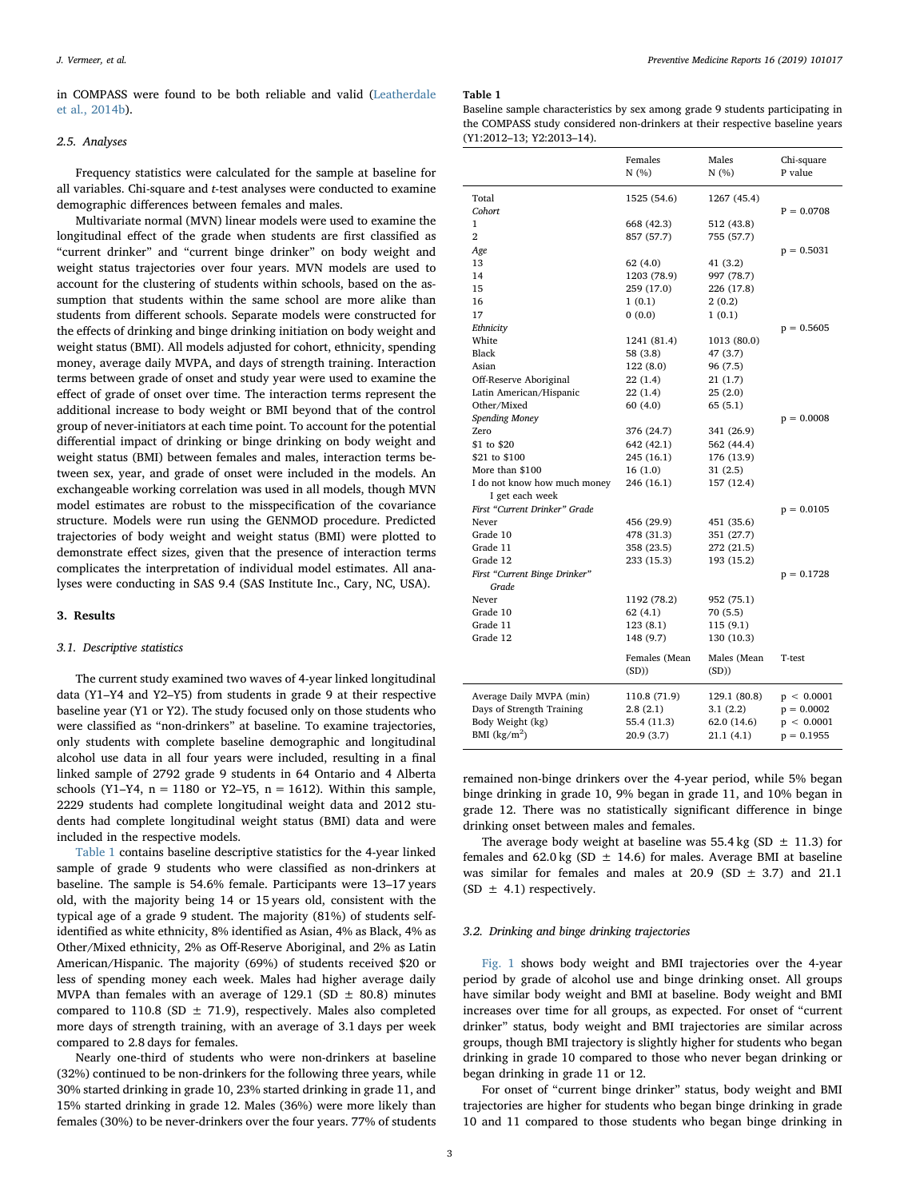in COMPASS were found to be both reliable and valid (Leatherdale et al., 2014b).

### 2.5. Analyses

Frequency statistics were calculated for the sample at baseline for all variables. Chi-square and t-test analyses were conducted to examine demographic differences between females and males.

Multivariate normal (MVN) linear models were used to examine the longitudinal effect of the grade when students are first classified as "current drinker" and "current binge drinker" on body weight and weight status trajectories over four years. MVN models are used to account for the clustering of students within schools, based on the assumption that students within the same school are more alike than students from different schools. Separate models were constructed for the effects of drinking and binge drinking initiation on body weight and weight status (BMI). All models adjusted for cohort, ethnicity, spending money, average daily MVPA, and days of strength training. Interaction terms between grade of onset and study year were used to examine the effect of grade of onset over time. The interaction terms represent the additional increase to body weight or BMI beyond that of the control group of never-initiators at each time point. To account for the potential differential impact of drinking or binge drinking on body weight and weight status (BMI) between females and males, interaction terms between sex, year, and grade of onset were included in the models. An exchangeable working correlation was used in all models, though MVN model estimates are robust to the misspecification of the covariance structure. Models were run using the GENMOD procedure. Predicted trajectories of body weight and weight status (BMI) were plotted to demonstrate effect sizes, given that the presence of interaction terms complicates the interpretation of individual model estimates. All analyses were conducting in SAS 9.4 (SAS Institute Inc., Cary, NC, USA).

## 3. Results

### 3.1. Descriptive statistics

The current study examined two waves of 4-year linked longitudinal data (Y1–Y4 and Y2–Y5) from students in grade 9 at their respective baseline year (Y1 or Y2). The study focused only on those students who were classified as "non-drinkers" at baseline. To examine trajectories, only students with complete baseline demographic and longitudinal alcohol use data in all four years were included, resulting in a final linked sample of 2792 grade 9 students in 64 Ontario and 4 Alberta schools (Y1–Y4, n = 1180 or Y2–Y5, n = 1612). Within this sample, 2229 students had complete longitudinal weight data and 2012 students had complete longitudinal weight status (BMI) data and were included in the respective models.

Table 1 contains baseline descriptive statistics for the 4-year linked sample of grade 9 students who were classified as non-drinkers at baseline. The sample is 54.6% female. Participants were 13–17 years old, with the majority being 14 or 15 years old, consistent with the typical age of a grade 9 student. The majority (81%) of students self-identified as white ethnicity, 8% identified as Asian, 4% as Black, 4% as Other/Mixed ethnicity, 2% as Off-Reserve Aboriginal, and 2% as Latin American/Hispanic. The majority (69%) of students received $20 or less of spending money each week. Males had higher average daily MVPA than females with an average of 129.1 (SD ± 80.8) minutes compared to 110.8 (SD ± 71.9), respectively. Males also completed more days of strength training, with an average of 3.1 days per week compared to 2.8 days for females.

Nearly one-third of students who were non-drinkers at baseline (32%) continued to be non-drinkers for the following three years, while 30% started drinking in grade 10, 23% started drinking in grade 11, and 15% started drinking in grade 12. Males (36%) were more likely than females (30%) to be never-drinkers over the four years. 77% of students remained non-binge drinkers over the 4-year period, while 5% began binge drinking in grade 10, 9% began in grade 11, and 10% began in grade 12. There was no statistically significant difference in binge drinking onset between males and females.

The average body weight at baseline was 55.4 kg (SD ± 11.3) for females and 62.0 kg (SD ± 14.6) for males. Average BMI at baseline was similar for females and males at 20.9 (SD ± 3.7) and 21.1 (SD ± 4.1) respectively.

**Table 1**
Baseline sample characteristics by sex among grade 9 students participating in the COMPASS study considered non-drinkers at their respective baseline years (Y1:2012–13; Y2:2013–14).

| | Females N (%) | Males N (%) | Chi-square P value |
|---|---|---|---|
| Total | 1525 (54.6) | 1267 (45.4) | |
| *Cohort* | | | P = 0.0708 |
| 1 | 668 (42.3) | 512 (43.8) | |
| 2 | 857 (57.7) | 755 (57.7) | |
| *Age* | | | p = 0.5031 |
| 13 | 62 (4.0) | 41 (3.2) | |
| 14 | 1203 (78.9) | 997 (78.7) | |
| 15 | 259 (17.0) | 226 (17.8) | |
| 16 | 1 (0.1) | 2 (0.2) | |
| 17 | 0 (0.0) | 1 (0.1) | |
| *Ethnicity* | | | p = 0.5605 |
| White | 1241 (81.4) | 1013 (80.0) | |
| Black | 58 (3.8) | 47 (3.7) | |
| Asian | 122 (8.0) | 96 (7.5) | |
| Off-Reserve Aboriginal | 22 (1.4) | 21 (1.7) | |
| Latin American/Hispanic | 22 (1.4) | 25 (2.0) | |
| Other/Mixed | 60 (4.0) | 65 (5.1) | |
| *Spending Money* | | | p = 0.0008 |
| Zero | 376 (24.7) | 341 (26.9) | |
| $1 to $20 | 642 (42.1) | 562 (44.4) | |
| $21 to $100 | 245 (16.1) | 176 (13.9) | |
| More than $100 | 16 (1.0) | 31 (2.5) | |
| I do not know how much money I get each week | 246 (16.1) | 157 (12.4) | |
| *First "Current Drinker" Grade* | | | p = 0.0105 |
| Never | 456 (29.9) | 451 (35.6) | |
| Grade 10 | 478 (31.3) | 351 (27.7) | |
| Grade 11 | 358 (23.5) | 272 (21.5) | |
| Grade 12 | 233 (15.3) | 193 (15.2) | |
| *First "Current Binge Drinker" Grade* | | | p = 0.1728 |
| Never | 1192 (78.2) | 952 (75.1) | |
| Grade 10 | 62 (4.1) | 70 (5.5) | |
| Grade 11 | 123 (8.1) | 115 (9.1) | |
| Grade 12 | 148 (9.7) | 130 (10.3) | |
| | Females (Mean (SD)) | Males (Mean (SD)) | T-test |
| Average Daily MVPA (min) | 110.8 (71.9) | 129.1 (80.8) | p < 0.0001 |
| Days of Strength Training | 2.8 (2.1) | 3.1 (2.2) | p = 0.0002 |
| Body Weight (kg) | 55.4 (11.3) | 62.0 (14.6) | p < 0.0001 |
| BMI (kg/m$^2$) | 20.9 (3.7) | 21.1 (4.1) | p = 0.1955 |

### 3.2. Drinking and binge drinking trajectories

Fig. 1 shows body weight and BMI trajectories over the 4-year period by grade of alcohol use and binge drinking onset. All groups have similar body weight and BMI at baseline. Body weight and BMI increases over time for all groups, as expected. For onset of "current drinker" status, body weight and BMI trajectories are similar across groups, though BMI trajectory is slightly higher for students who began drinking in grade 10 compared to those who never began drinking or began drinking in grade 11 or 12.

For onset of "current binge drinker" status, body weight and BMI trajectories are higher for students who began binge drinking in grade 10 and 11 compared to those students who began binge drinking in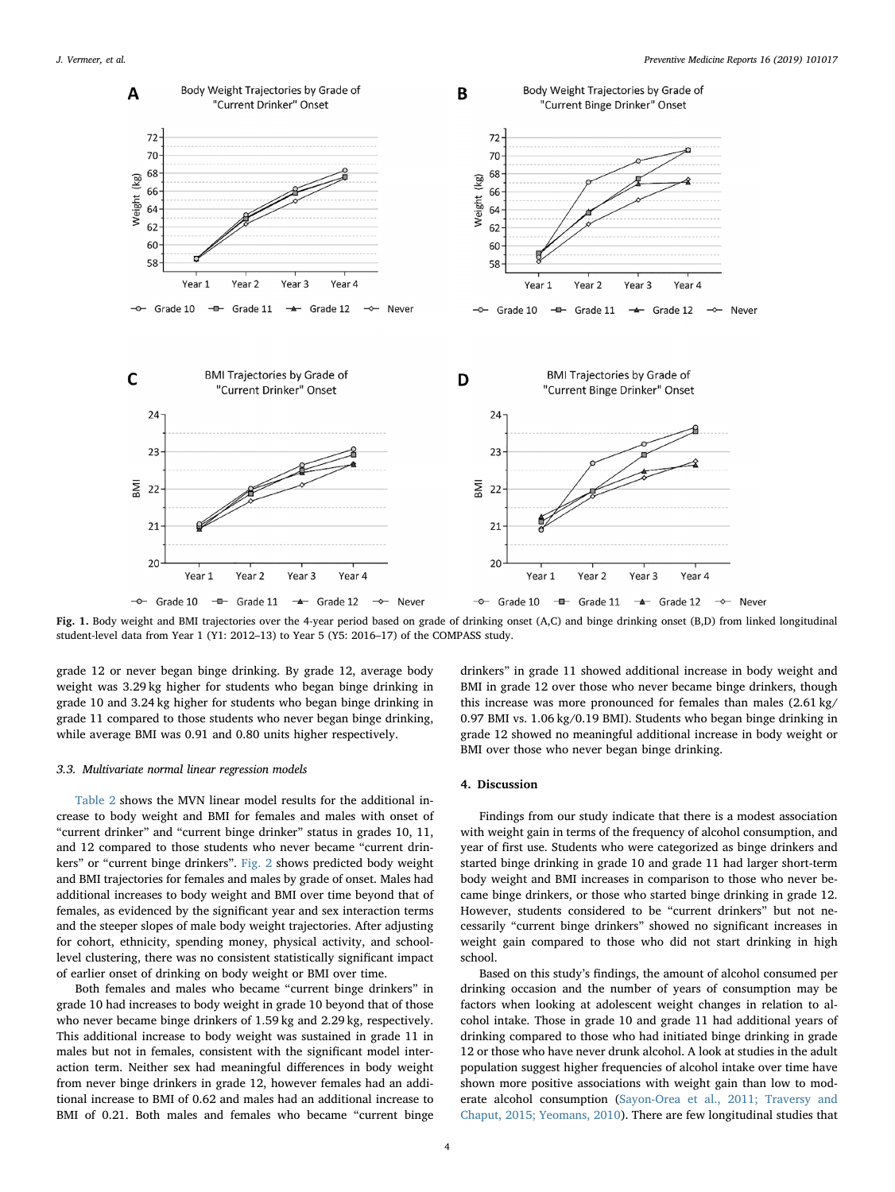Fig. 1. Body weight and BMI trajectories over the 4-year period based on grade of drinking onset (A,C) and binge drinking onset (B,D) from linked longitudinal student-level data from Year 1 (Y1: 2012–13) to Year 5 (Y5: 2016–17) of the COMPASS study.

grade 12 or never began binge drinking. By grade 12, average body weight was 3.29 kg higher for students who began binge drinking in grade 10 and 3.24 kg higher for students who began binge drinking in grade 11 compared to those students who never began binge drinking, while average BMI was 0.91 and 0.80 units higher respectively.

### 3.3. Multivariate normal linear regression models

Table 2 shows the MVN linear model results for the additional increase to body weight and BMI for females and males with onset of "current drinker" and "current binge drinker" status in grades 10, 11, and 12 compared to those students who never became "current drinkers" or "current binge drinkers". Fig. 2 shows predicted body weight and BMI trajectories for females and males by grade of onset. Males had additional increases to body weight and BMI over time beyond that of females, as evidenced by the significant year and sex interaction terms and the steeper slopes of male body weight trajectories. After adjusting for cohort, ethnicity, spending money, physical activity, and school-level clustering, there was no consistent statistically significant impact of earlier onset of drinking on body weight or BMI over time.

Both females and males who became "current binge drinkers" in grade 10 had increases to body weight in grade 10 beyond that of those who never became binge drinkers of 1.59 kg and 2.29 kg, respectively. This additional increase to body weight was sustained in grade 11 in males but not in females, consistent with the significant model interaction term. Neither sex had meaningful differences in body weight from never binge drinkers in grade 12, however females had an additional increase to BMI of 0.62 and males had an additional increase to BMI of 0.21. Both males and females who became "current binge drinkers" in grade 11 showed additional increase in body weight and BMI in grade 12 over those who never became binge drinkers, though this increase was more pronounced for females than males (2.61 kg/0.97 BMI vs. 1.06 kg/0.19 BMI). Students who began binge drinking in grade 12 showed no meaningful additional increase in body weight or BMI over those who never began binge drinking.

## 4. Discussion

Findings from our study indicate that there is a modest association with weight gain in terms of the frequency of alcohol consumption, and year of first use. Students who were categorized as binge drinkers and started binge drinking in grade 10 and grade 11 had larger short-term body weight and BMI increases in comparison to those who never became binge drinkers, or those who started binge drinking in grade 12. However, students considered to be "current drinkers" but not necessarily "current binge drinkers" showed no significant increases in weight gain compared to those who did not start drinking in high school.

Based on this study's findings, the amount of alcohol consumed per drinking occasion and the number of years of consumption may be factors when looking at adolescent weight changes in relation to alcohol intake. Those in grade 10 and grade 11 had additional years of drinking compared to those who had initiated binge drinking in grade 12 or those who have never drunk alcohol. A look at studies in the adult population suggest higher frequencies of alcohol intake over time have shown more positive associations with weight gain than low to moderate alcohol consumption (Sayon-Orea et al., 2011; Traversy and Chaput, 2015; Yeomans, 2010). There are few longitudinal studies that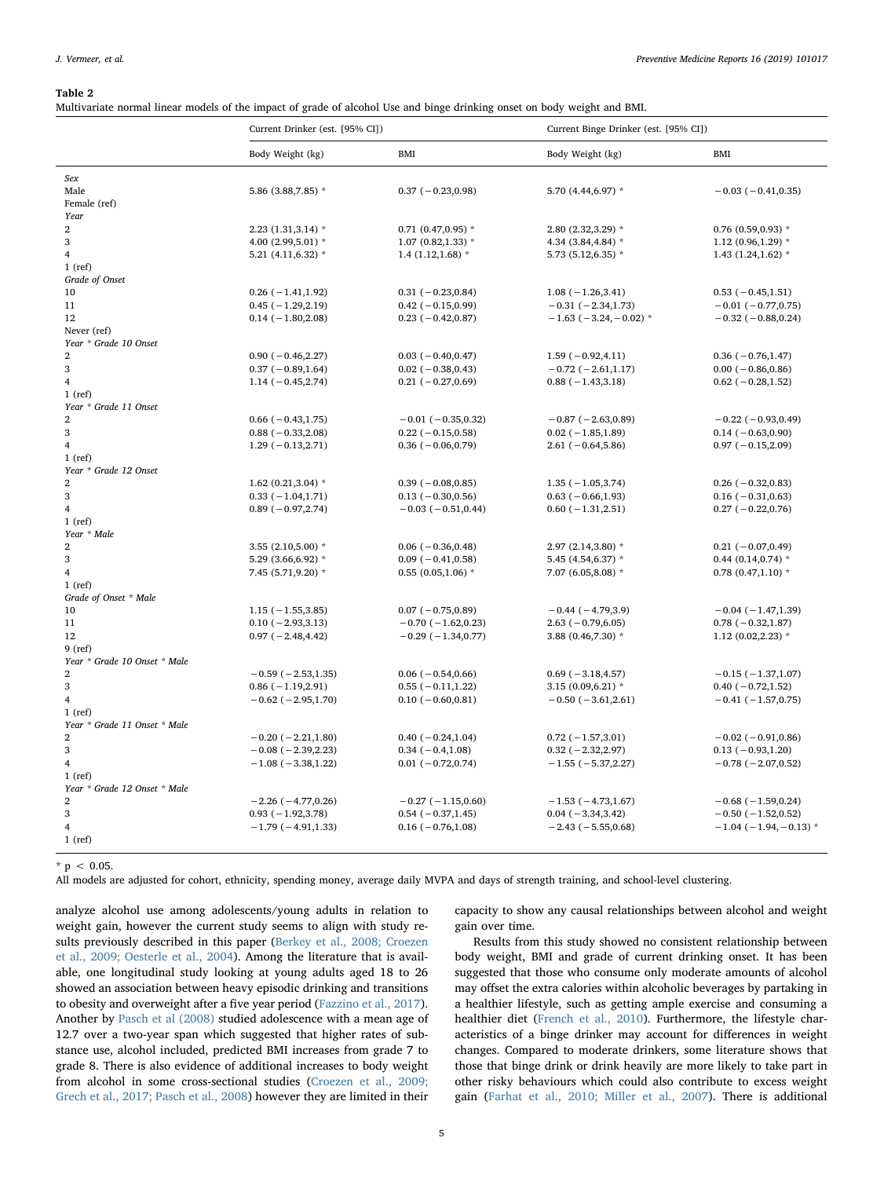**Table 2**
Multivariate normal linear models of the impact of grade of alcohol Use and binge drinking onset on body weight and BMI.

| | Current Drinker (est. [95% CI]) | | Current Binge Drinker (est. [95% CI]) | |
|---|---|---|---|---|
| | Body Weight (kg) | BMI | Body Weight (kg) | BMI |
| *Sex* | | | | |
| Male | 5.86 (3.88,7.85) * | 0.37 (−0.23,0.98) | 5.70 (4.44,6.97) * | −0.03 (−0.41,0.35) |
| Female (ref) | | | | |
| *Year* | | | | |
| 2 | 2.23 (1.31,3.14) * | 0.71 (0.47,0.95) * | 2.80 (2.32,3.29) * | 0.76 (0.59,0.93) * |
| 3 | 4.00 (2.99,5.01) * | 1.07 (0.82,1.33) * | 4.34 (3.84,4.84) * | 1.12 (0.96,1.29) * |
| 4 | 5.21 (4.11,6.32) * | 1.4 (1.12,1.68) * | 5.73 (5.12,6.35) * | 1.43 (1.24,1.62) * |
| 1 (ref) | | | | |
| *Grade of Onset* | | | | |
| 10 | 0.26 (−1.41,1.92) | 0.31 (−0.23,0.84) | 1.08 (−1.26,3.41) | 0.53 (−0.45,1.51) |
| 11 | 0.45 (−1.29,2.19) | 0.42 (−0.15,0.99) | −0.31 (−2.34,1.73) | −0.01 (−0.77,0.75) |
| 12 | 0.14 (−1.80,2.08) | 0.23 (−0.42,0.87) | −1.63 (−3.24,−0.02) * | −0.32 (−0.88,0.24) |
| Never (ref) | | | | |
| *Year * Grade 10 Onset* | | | | |
| 2 | 0.90 (−0.46,2.27) | 0.03 (−0.40,0.47) | 1.59 (−0.92,4.11) | 0.36 (−0.76,1.47) |
| 3 | 0.37 (−0.89,1.64) | 0.02 (−0.38,0.43) | −0.72 (−2.61,1.17) | 0.00 (−0.86,0.86) |
| 4 | 1.14 (−0.45,2.74) | 0.21 (−0.27,0.69) | 0.88 (−1.43,3.18) | 0.62 (−0.28,1.52) |
| 1 (ref) | | | | |
| *Year * Grade 11 Onset* | | | | |
| 2 | 0.66 (−0.43,1.75) | −0.01 (−0.35,0.32) | −0.87 (−2.63,0.89) | −0.22 (−0.93,0.49) |
| 3 | 0.88 (−0.33,2.08) | 0.22 (−0.15,0.58) | 0.02 (−1.85,1.89) | 0.14 (−0.63,0.90) |
| 4 | 1.29 (−0.13,2.71) | 0.36 (−0.06,0.79) | 2.61 (−0.64,5.86) | 0.97 (−0.15,2.09) |
| 1 (ref) | | | | |
| *Year * Grade 12 Onset* | | | | |
| 2 | 1.62 (0.21,3.04) * | 0.39 (−0.08,0.85) | 1.35 (−1.05,3.74) | 0.26 (−0.32,0.83) |
| 3 | 0.33 (−1.04,1.71) | 0.13 (−0.30,0.56) | 0.63 (−0.66,1.93) | 0.16 (−0.31,0.63) |
| 4 | 0.89 (−0.97,2.74) | −0.03 (−0.51,0.44) | 0.60 (−1.31,2.51) | 0.27 (−0.22,0.76) |
| 1 (ref) | | | | |
| *Year * Male* | | | | |
| 2 | 3.55 (2.10,5.00) * | 0.06 (−0.36,0.48) | 2.97 (2.14,3.80) * | 0.21 (−0.07,0.49) |
| 3 | 5.29 (3.66,6.92) * | 0.09 (−0.41,0.58) | 5.45 (4.54,6.37) * | 0.44 (0.14,0.74) * |
| 4 | 7.45 (5.71,9.20) * | 0.55 (0.05,1.06) * | 7.07 (6.05,8.08) * | 0.78 (0.47,1.10) * |
| 1 (ref) | | | | |
| *Grade of Onset * Male* | | | | |
| 10 | 1.15 (−1.55,3.85) | 0.07 (−0.75,0.89) | −0.44 (−4.79,3.9) | −0.04 (−1.47,1.39) |
| 11 | 0.10 (−2.93,3.13) | −0.70 (−1.62,0.23) | 2.63 (−0.79,6.05) | 0.78 (−0.32,1.87) |
| 12 | 0.97 (−2.48,4.42) | −0.29 (−1.34,0.77) | 3.88 (0.46,7.30) * | 1.12 (0.02,2.23) * |
| 9 (ref) | | | | |
| *Year * Grade 10 Onset * Male* | | | | |
| 2 | −0.59 (−2.53,1.35) | 0.06 (−0.54,0.66) | 0.69 (−3.18,4.57) | −0.15 (−1.37,1.07) |
| 3 | 0.86 (−1.19,2.91) | 0.55 (−0.11,1.22) | 3.15 (0.09,6.21) * | 0.40 (−0.72,1.52) |
| 4 | −0.62 (−2.95,1.70) | 0.10 (−0.60,0.81) | −0.50 (−3.61,2.61) | −0.41 (−1.57,0.75) |
| 1 (ref) | | | | |
| *Year * Grade 11 Onset * Male* | | | | |
| 2 | −0.20 (−2.21,1.80) | 0.40 (−0.24,1.04) | 0.72 (−1.57,3.01) | −0.02 (−0.91,0.86) |
| 3 | −0.08 (−2.39,2.23) | 0.34 (−0.4,1.08) | 0.32 (−2.32,2.97) | 0.13 (−0.93,1.20) |
| 4 | −1.08 (−3.38,1.22) | 0.01 (−0.72,0.74) | −1.55 (−5.37,2.27) | −0.78 (−2.07,0.52) |
| 1 (ref) | | | | |
| *Year * Grade 12 Onset * Male* | | | | |
| 2 | −2.26 (−4.77,0.26) | −0.27 (−1.15,0.60) | −1.53 (−4.73,1.67) | −0.68 (−1.59,0.24) |
| 3 | 0.93 (−1.92,3.78) | 0.54 (−0.37,1.45) | 0.04 (−3.34,3.42) | −0.50 (−1.52,0.52) |
| 4 | −1.79 (−4.91,1.33) | 0.16 (−0.76,1.08) | −2.43 (−5.55,0.68) | −1.04 (−1.94,−0.13) * |
| 1 (ref) | | | | |

* $p < 0.05$.

All models are adjusted for cohort, ethnicity, spending money, average daily MVPA and days of strength training, and school-level clustering.

analyze alcohol use among adolescents/young adults in relation to weight gain, however the current study seems to align with study results previously described in this paper (Berkey et al., 2008; Croezen et al., 2009; Oesterle et al., 2004). Among the literature that is available, one longitudinal study looking at young adults aged 18 to 26 showed an association between heavy episodic drinking and transitions to obesity and overweight after a five year period (Fazzino et al., 2017). Another by Pasch et al (2008) studied adolescence with a mean age of 12.7 over a two-year span which suggested that higher rates of substance use, alcohol included, predicted BMI increases from grade 7 to grade 8. There is also evidence of additional increases to body weight from alcohol in some cross-sectional studies (Croezen et al., 2009; Grech et al., 2017; Pasch et al., 2008) however they are limited in their capacity to show any causal relationships between alcohol and weight gain over time.

Results from this study showed no consistent relationship between body weight, BMI and grade of current drinking onset. It has been suggested that those who consume only moderate amounts of alcohol may offset the extra calories within alcoholic beverages by partaking in a healthier lifestyle, such as getting ample exercise and consuming a healthier diet (French et al., 2010). Furthermore, the lifestyle characteristics of a binge drinker may account for differences in weight changes. Compared to moderate drinkers, some literature shows that those that binge drink or drink heavily are more likely to take part in other risky behaviours which could also contribute to excess weight gain (Farhat et al., 2010; Miller et al., 2007). There is additional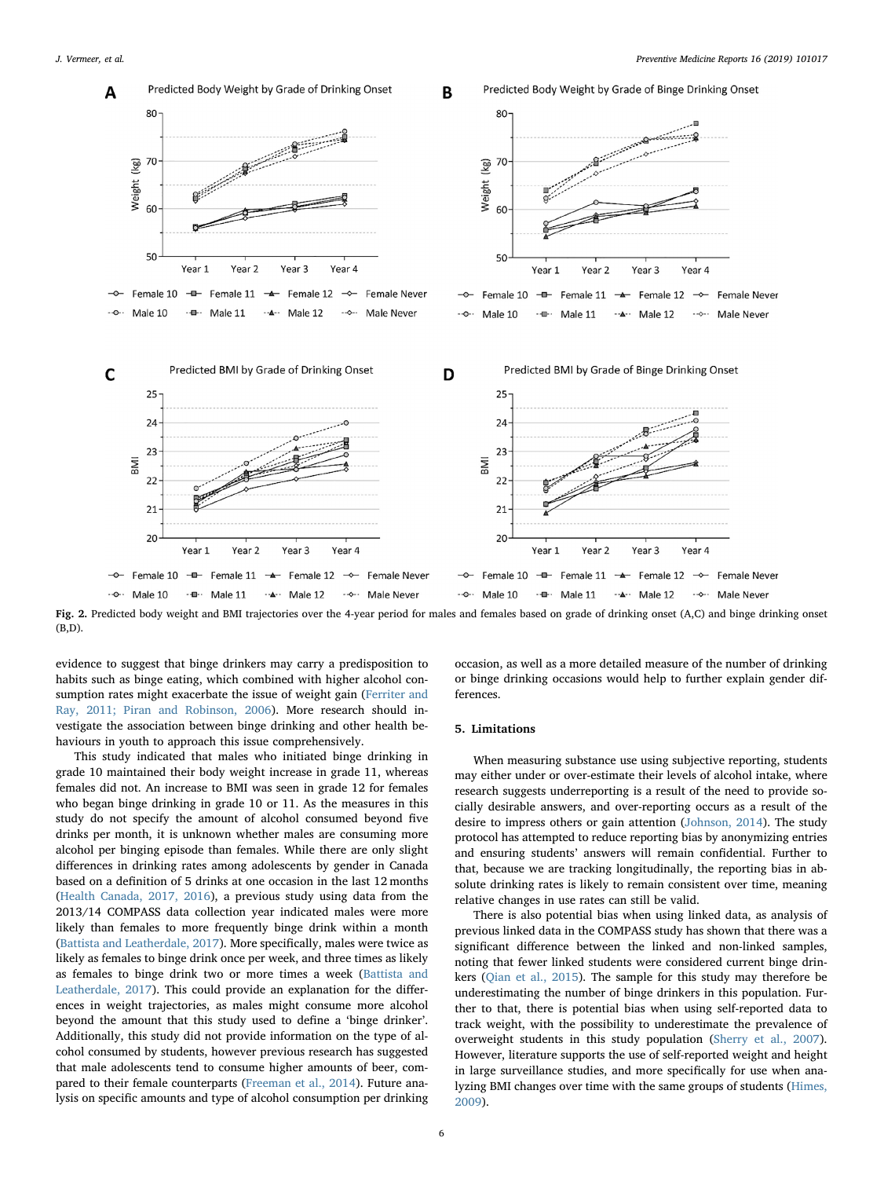Fig. 2. Predicted body weight and BMI trajectories over the 4-year period for males and females based on grade of drinking onset (A,C) and binge drinking onset (B,D).

evidence to suggest that binge drinkers may carry a predisposition to habits such as binge eating, which combined with higher alcohol consumption rates might exacerbate the issue of weight gain (Ferriter and Ray, 2011; Piran and Robinson, 2006). More research should investigate the association between binge drinking and other health behaviours in youth to approach this issue comprehensively.

This study indicated that males who initiated binge drinking in grade 10 maintained their body weight increase in grade 11, whereas females did not. An increase to BMI was seen in grade 12 for females who began binge drinking in grade 10 or 11. As the measures in this study do not specify the amount of alcohol consumed beyond five drinks per month, it is unknown whether males are consuming more alcohol per binging episode than females. While there are only slight differences in drinking rates among adolescents by gender in Canada based on a definition of 5 drinks at one occasion in the last 12 months (Health Canada, 2017, 2016), a previous study using data from the 2013/14 COMPASS data collection year indicated males were more likely than females to more frequently binge drink within a month (Battista and Leatherdale, 2017). More specifically, males were twice as likely as females to binge drink once per week, and three times as likely as females to binge drink two or more times a week (Battista and Leatherdale, 2017). This could provide an explanation for the differences in weight trajectories, as males might consume more alcohol beyond the amount that this study used to define a 'binge drinker'. Additionally, this study did not provide information on the type of alcohol consumed by students, however previous research has suggested that male adolescents tend to consume higher amounts of beer, compared to their female counterparts (Freeman et al., 2014). Future analysis on specific amounts and type of alcohol consumption per drinking occasion, as well as a more detailed measure of the number of drinking or binge drinking occasions would help to further explain gender differences.

## 5. Limitations

When measuring substance use using subjective reporting, students may either under or over-estimate their levels of alcohol intake, where research suggests underreporting is a result of the need to provide socially desirable answers, and over-reporting occurs as a result of the desire to impress others or gain attention (Johnson, 2014). The study protocol has attempted to reduce reporting bias by anonymizing entries and ensuring students' answers will remain confidential. Further to that, because we are tracking longitudinally, the reporting bias in absolute drinking rates is likely to remain consistent over time, meaning relative changes in use rates can still be valid.

There is also potential bias when using linked data, as analysis of previous linked data in the COMPASS study has shown that there was a significant difference between the linked and non-linked samples, noting that fewer linked students were considered current binge drinkers (Qian et al., 2015). The sample for this study may therefore be underestimating the number of binge drinkers in this population. Further to that, there is potential bias when using self-reported data to track weight, with the possibility to underestimate the prevalence of overweight students in this study population (Sherry et al., 2007). However, literature supports the use of self-reported weight and height in large surveillance studies, and more specifically for use when analyzing BMI changes over time with the same groups of students (Himes, 2009).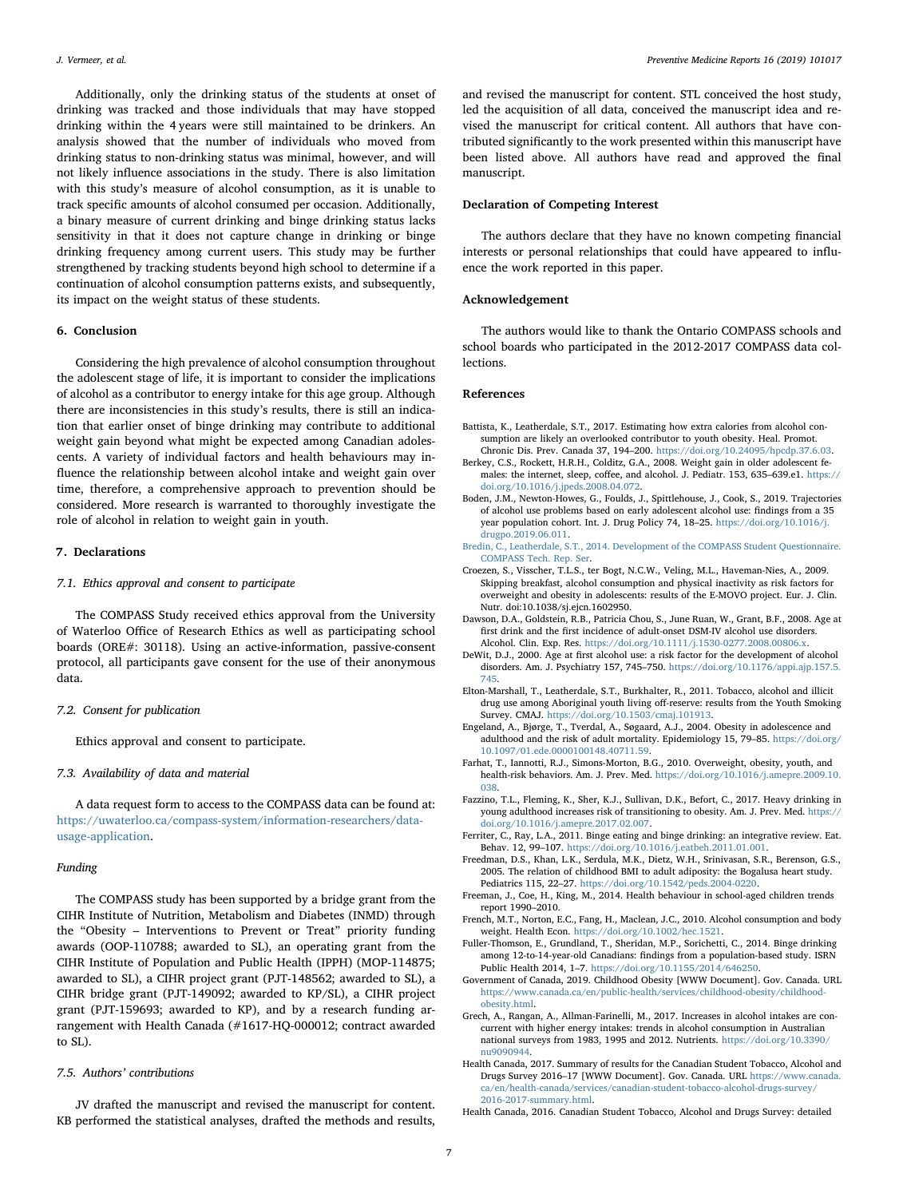Additionally, only the drinking status of the students at onset of drinking was tracked and those individuals that may have stopped drinking within the 4 years were still maintained to be drinkers. An analysis showed that the number of individuals who moved from drinking status to non-drinking status was minimal, however, and will not likely influence associations in the study. There is also limitation with this study's measure of alcohol consumption, as it is unable to track specific amounts of alcohol consumed per occasion. Additionally, a binary measure of current drinking and binge drinking status lacks sensitivity in that it does not capture change in drinking or binge drinking frequency among current users. This study may be further strengthened by tracking students beyond high school to determine if a continuation of alcohol consumption patterns exists, and subsequently, its impact on the weight status of these students.

## 6. Conclusion

Considering the high prevalence of alcohol consumption throughout the adolescent stage of life, it is important to consider the implications of alcohol as a contributor to energy intake for this age group. Although there are inconsistencies in this study's results, there is still an indication that earlier onset of binge drinking may contribute to additional weight gain beyond what might be expected among Canadian adolescents. A variety of individual factors and health behaviours may influence the relationship between alcohol intake and weight gain over time, therefore, a comprehensive approach to prevention should be considered. More research is warranted to thoroughly investigate the role of alcohol in relation to weight gain in youth.

## 7. Declarations

### 7.1. Ethics approval and consent to participate

The COMPASS Study received ethics approval from the University of Waterloo Office of Research Ethics as well as participating school boards (ORE#: 30118). Using an active-information, passive-consent protocol, all participants gave consent for the use of their anonymous data.

### 7.2. Consent for publication

Ethics approval and consent to participate.

### 7.3. Availability of data and material

A data request form to access to the COMPASS data can be found at: https://uwaterloo.ca/compass-system/information-researchers/data-usage-application.

### Funding

The COMPASS study has been supported by a bridge grant from the CIHR Institute of Nutrition, Metabolism and Diabetes (INMD) through the "Obesity – Interventions to Prevent or Treat" priority funding awards (OOP-110788; awarded to SL), an operating grant from the CIHR Institute of Population and Public Health (IPPH) (MOP-114875; awarded to SL), a CIHR project grant (PJT-148562; awarded to SL), a CIHR bridge grant (PJT-149092; awarded to KP/SL), a CIHR project grant (PJT-159693; awarded to KP), and by a research funding arrangement with Health Canada (#1617-HQ-000012; contract awarded to SL).

### 7.5. Authors' contributions

JV drafted the manuscript and revised the manuscript for content. KB performed the statistical analyses, drafted the methods and results, and revised the manuscript for content. STL conceived the host study, led the acquisition of all data, conceived the manuscript idea and revised the manuscript for critical content. All authors that have contributed significantly to the work presented within this manuscript have been listed above. All authors have read and approved the final manuscript.

## Declaration of Competing Interest

The authors declare that they have no known competing financial interests or personal relationships that could have appeared to influence the work reported in this paper.

## Acknowledgement

The authors would like to thank the Ontario COMPASS schools and school boards who participated in the 2012-2017 COMPASS data collections.

## References

Battista, K., Leatherdale, S.T., 2017. Estimating how extra calories from alcohol consumption are likely an overlooked contributor to youth obesity. Heal. Promot. Chronic Dis. Prev. Canada 37, 194–200. https://doi.org/10.24095/hpcdp.37.6.03.

Berkey, C.S., Rockett, H.R.H., Colditz, G.A., 2008. Weight gain in older adolescent females: the internet, sleep, coffee, and alcohol. J. Pediatr. 153, 635–639.e1. https://doi.org/10.1016/j.jpeds.2008.04.072.

Boden, J.M., Newton-Howes, G., Foulds, J., Spittlehouse, J., Cook, S., 2019. Trajectories of alcohol use problems based on early adolescent alcohol use: findings from a 35 year population cohort. Int. J. Drug Policy 74, 18–25. https://doi.org/10.1016/j.drugpo.2019.06.011.

Bredin, C., Leatherdale, S.T., 2014. Development of the COMPASS Student Questionnaire. COMPASS Tech. Rep. Ser.

Croezen, S., Visscher, T.L.S., ter Bogt, N.C.W., Veling, M.L., Haveman-Nies, A., 2009. Skipping breakfast, alcohol consumption and physical inactivity as risk factors for overweight and obesity in adolescents: results of the E-MOVO project. Eur. J. Clin. Nutr. doi:10.1038/sj.ejcn.1602950.

Dawson, D.A., Goldstein, R.B., Patricia Chou, S., June Ruan, W., Grant, B.F., 2008. Age at first drink and the first incidence of adult-onset DSM-IV alcohol use disorders. Alcohol. Clin. Exp. Res. https://doi.org/10.1111/j.1530-0277.2008.00806.x.

DeWit, D.J., 2000. Age at first alcohol use: a risk factor for the development of alcohol disorders. Am. J. Psychiatry 157, 745–750. https://doi.org/10.1176/appi.ajp.157.5.745.

Elton-Marshall, T., Leatherdale, S.T., Burkhalter, R., 2011. Tobacco, alcohol and illicit drug use among Aboriginal youth living off-reserve: results from the Youth Smoking Survey. CMAJ. https://doi.org/10.1503/cmaj.101913.

Engeland, A., Bjørge, T., Tverdal, A., Søgaard, A.J., 2004. Obesity in adolescence and adulthood and the risk of adult mortality. Epidemiology 15, 79–85. https://doi.org/10.1097/01.ede.0000100148.40711.59.

Farhat, T., Iannotti, R.J., Simons-Morton, B.G., 2010. Overweight, obesity, youth, and health-risk behaviors. Am. J. Prev. Med. https://doi.org/10.1016/j.amepre.2009.10.038.

Fazzino, T.L., Fleming, K., Sher, K.J., Sullivan, D.K., Befort, C., 2017. Heavy drinking in young adulthood increases risk of transitioning to obesity. Am. J. Prev. Med. https://doi.org/10.1016/j.amepre.2017.02.007.

Ferriter, C., Ray, L.A., 2011. Binge eating and binge drinking: an integrative review. Eat. Behav. 12, 99–107. https://doi.org/10.1016/j.eatbeh.2011.01.001.

Freedman, D.S., Khan, L.K., Serdula, M.K., Dietz, W.H., Srinivasan, S.R., Berenson, G.S., 2005. The relation of childhood BMI to adult adiposity: the Bogalusa heart study. Pediatrics 115, 22–27. https://doi.org/10.1542/peds.2004-0220.

Freeman, J., Coe, H., King, M., 2014. Health behaviour in school-aged children trends report 1990–2010.

French, M.T., Norton, E.C., Fang, H., Maclean, J.C., 2010. Alcohol consumption and body weight. Health Econ. https://doi.org/10.1002/hec.1521.

Fuller-Thomson, E., Grundland, T., Sheridan, M.P., Sorichetti, C., 2014. Binge drinking among 12-to-14-year-old Canadians: findings from a population-based study. ISRN Public Health 2014, 1–7. https://doi.org/10.1155/2014/646250.

Government of Canada, 2019. Childhood Obesity [WWW Document]. Gov. Canada. URL https://www.canada.ca/en/public-health/services/childhood-obesity/childhood-obesity.html.

Grech, A., Rangan, A., Allman-Farinelli, M., 2017. Increases in alcohol intakes are concurrent with higher energy intakes: trends in alcohol consumption in Australian national surveys from 1983, 1995 and 2012. Nutrients. https://doi.org/10.3390/nu9090944.

Health Canada, 2017. Summary of results for the Canadian Student Tobacco, Alcohol and Drugs Survey 2016–17 [WWW Document]. Gov. Canada. URL https://www.canada.ca/en/health-canada/services/canadian-student-tobacco-alcohol-drugs-survey/2016-2017-summary.html.

Health Canada, 2016. Canadian Student Tobacco, Alcohol and Drugs Survey: detailed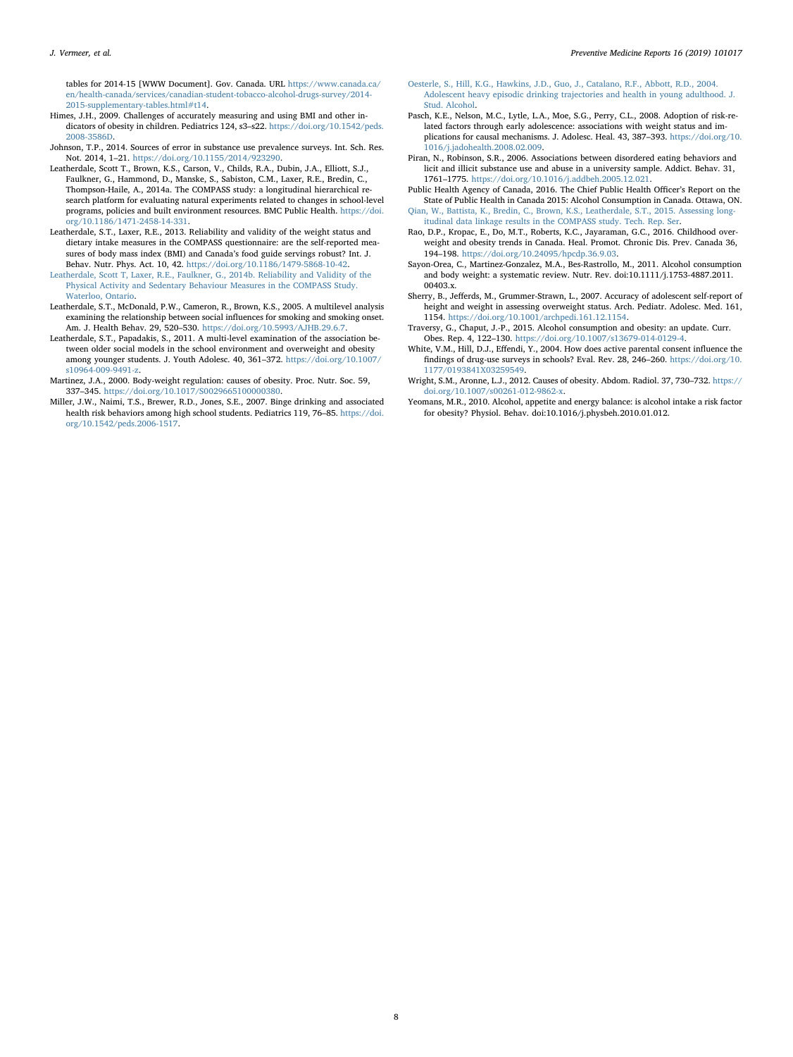tables for 2014-15 [WWW Document]. Gov. Canada. URL https://www.canada.ca/en/health-canada/services/canadian-student-tobacco-alcohol-drugs-survey/2014-2015-supplementary-tables.html#t14.

Himes, J.H., 2009. Challenges of accurately measuring and using BMI and other indicators of obesity in children. Pediatrics 124, s3–s22. https://doi.org/10.1542/peds.2008-3586D.

Johnson, T.P., 2014. Sources of error in substance use prevalence surveys. Int. Sch. Res. Not. 2014, 1–21. https://doi.org/10.1155/2014/923290.

Leatherdale, Scott T., Brown, K.S., Carson, V., Childs, R.A., Dubin, J.A., Elliott, S.J., Faulkner, G., Hammond, D., Manske, S., Sabiston, C.M., Laxer, R.E., Bredin, C., Thompson-Haile, A., 2014a. The COMPASS study: a longitudinal hierarchical research platform for evaluating natural experiments related to changes in school-level programs, policies and built environment resources. BMC Public Health. https://doi.org/10.1186/1471-2458-14-331.

Leatherdale, S.T., Laxer, R.E., 2013. Reliability and validity of the weight status and dietary intake measures in the COMPASS questionnaire: are the self-reported measures of body mass index (BMI) and Canada's food guide servings robust? Int. J. Behav. Nutr. Phys. Act. 10, 42. https://doi.org/10.1186/1479-5868-10-42.

Leatherdale, Scott T, Laxer, R.E., Faulkner, G., 2014b. Reliability and Validity of the Physical Activity and Sedentary Behaviour Measures in the COMPASS Study. Waterloo, Ontario.

Leatherdale, S.T., McDonald, P.W., Cameron, R., Brown, K.S., 2005. A multilevel analysis examining the relationship between social influences for smoking and smoking onset. Am. J. Health Behav. 29, 520–530. https://doi.org/10.5993/AJHB.29.6.7.

Leatherdale, S.T., Papadakis, S., 2011. A multi-level examination of the association between older social models in the school environment and overweight and obesity among younger students. J. Youth Adolesc. 40, 361–372. https://doi.org/10.1007/s10964-009-9491-z.

Martinez, J.A., 2000. Body-weight regulation: causes of obesity. Proc. Nutr. Soc. 59, 337–345. https://doi.org/10.1017/S0029665100000380.

Miller, J.W., Naimi, T.S., Brewer, R.D., Jones, S.E., 2007. Binge drinking and associated health risk behaviors among high school students. Pediatrics 119, 76–85. https://doi.org/10.1542/peds.2006-1517.

Oesterle, S., Hill, K.G., Hawkins, J.D., Guo, J., Catalano, R.F., Abbott, R.D., 2004. Adolescent heavy episodic drinking trajectories and health in young adulthood. J. Stud. Alcohol.

Pasch, K.E., Nelson, M.C., Lytle, L.A., Moe, S.G., Perry, C.L., 2008. Adoption of risk-related factors through early adolescence: associations with weight status and implications for causal mechanisms. J. Adolesc. Heal. 43, 387–393. https://doi.org/10.1016/j.jadohealth.2008.02.009.

Piran, N., Robinson, S.R., 2006. Associations between disordered eating behaviors and licit and illicit substance use and abuse in a university sample. Addict. Behav. 31, 1761–1775. https://doi.org/10.1016/j.addbeh.2005.12.021.

Public Health Agency of Canada, 2016. The Chief Public Health Officer's Report on the State of Public Health in Canada 2015: Alcohol Consumption in Canada. Ottawa, ON.

Qian, W., Battista, K., Bredin, C., Brown, K.S., Leatherdale, S.T., 2015. Assessing longitudinal data linkage results in the COMPASS study. Tech. Rep. Ser.

Rao, D.P., Kropac, E., Do, M.T., Roberts, K.C., Jayaraman, G.C., 2016. Childhood overweight and obesity trends in Canada. Heal. Promot. Chronic Dis. Prev. Canada 36, 194–198. https://doi.org/10.24095/hpcdp.36.9.03.

Sayon-Orea, C., Martinez-Gonzalez, M.A., Bes-Rastrollo, M., 2011. Alcohol consumption and body weight: a systematic review. Nutr. Rev. doi:10.1111/j.1753-4887.2011.00403.x.

Sherry, B., Jefferds, M., Grummer-Strawn, L., 2007. Accuracy of adolescent self-report of height and weight in assessing overweight status. Arch. Pediatr. Adolesc. Med. 161, 1154. https://doi.org/10.1001/archpedi.161.12.1154.

Traversy, G., Chaput, J.-P., 2015. Alcohol consumption and obesity: an update. Curr. Obes. Rep. 4, 122–130. https://doi.org/10.1007/s13679-014-0129-4.

White, V.M., Hill, D.J., Effendi, Y., 2004. How does active parental consent influence the findings of drug-use surveys in schools? Eval. Rev. 28, 246–260. https://doi.org/10.1177/0193841X03259549.

Wright, S.M., Aronne, L.J., 2012. Causes of obesity. Abdom. Radiol. 37, 730–732. https://doi.org/10.1007/s00261-012-9862-x.

Yeomans, M.R., 2010. Alcohol, appetite and energy balance: is alcohol intake a risk factor for obesity? Physiol. Behav. doi:10.1016/j.physbeh.2010.01.012.